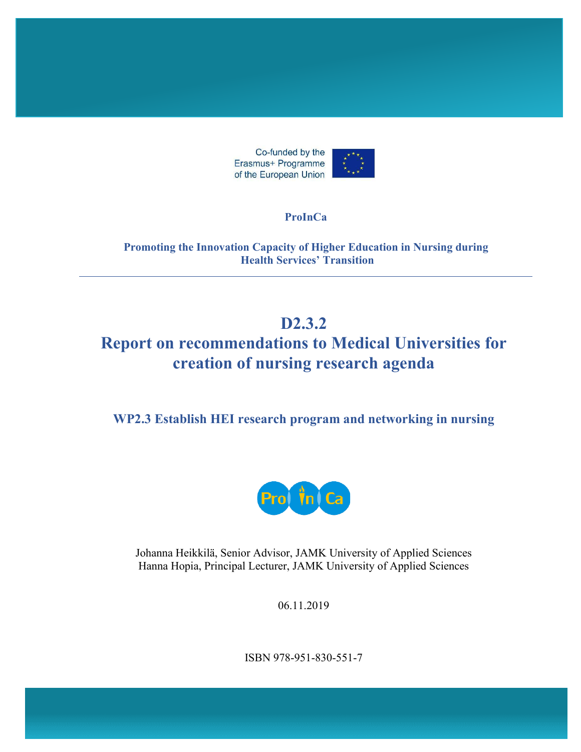Co-funded by the Erasmus+ Programme of the European Union

**ProInCa**

**Promoting the Innovation Capacity of Higher Education in Nursing during Health Services' Transition**

---

# D2.3.2
# Report on recommendations to Medical Universities for creation of nursing research agenda

## WP2.3 Establish HEI research program and networking in nursing

Johanna Heikkilä, Senior Advisor, JAMK University of Applied Sciences
Hanna Hopia, Principal Lecturer, JAMK University of Applied Sciences

06.11.2019

ISBN 978-951-830-551-7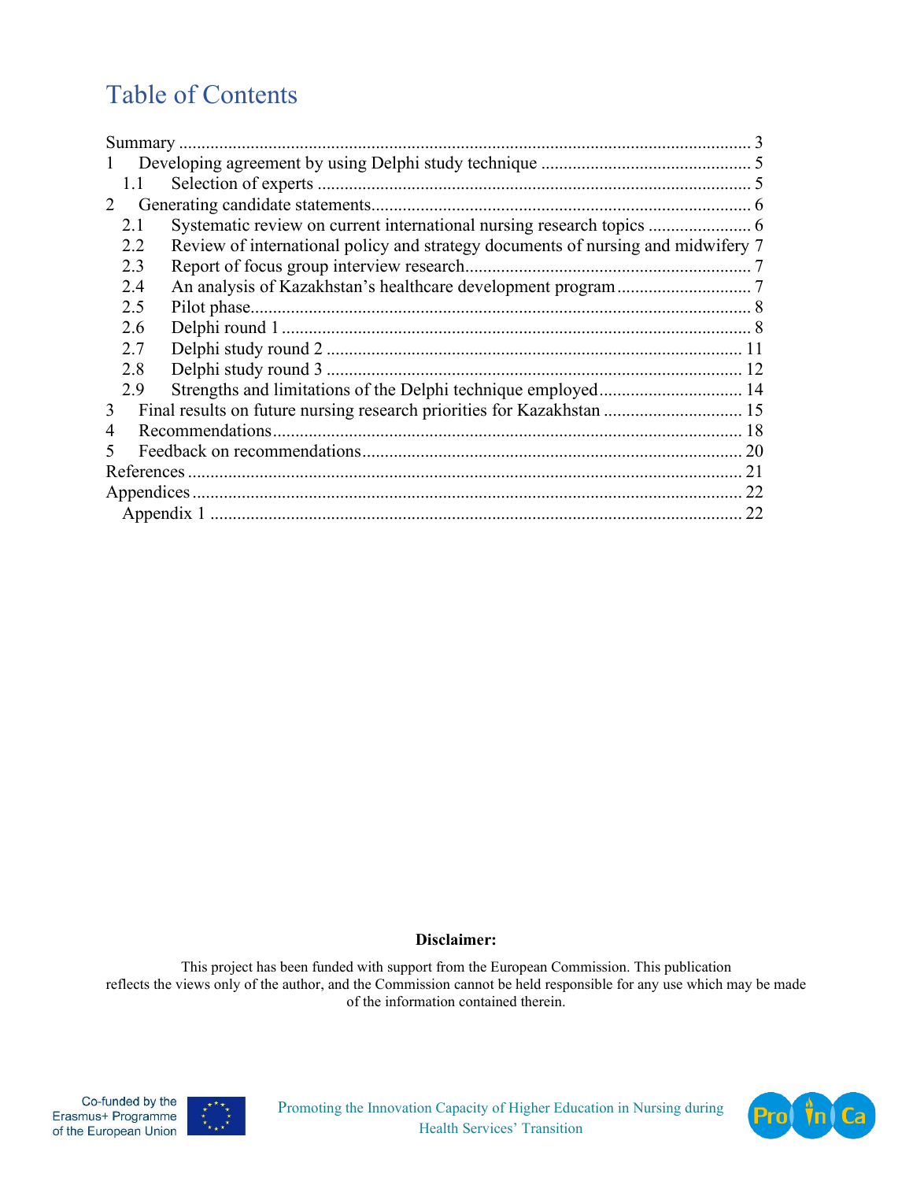# Table of Contents

Summary ..... 3
1 Developing agreement by using Delphi study technique ..... 5
 1.1 Selection of experts ..... 5
2 Generating candidate statements ..... 6
 2.1 Systematic review on current international nursing research topics ..... 6
 2.2 Review of international policy and strategy documents of nursing and midwifery 7
 2.3 Report of focus group interview research ..... 7
 2.4 An analysis of Kazakhstan's healthcare development program ..... 7
 2.5 Pilot phase ..... 8
 2.6 Delphi round 1 ..... 8
 2.7 Delphi study round 2 ..... 11
 2.8 Delphi study round 3 ..... 12
 2.9 Strengths and limitations of the Delphi technique employed ..... 14
3 Final results on future nursing research priorities for Kazakhstan ..... 15
4 Recommendations ..... 18
5 Feedback on recommendations ..... 20
References ..... 21
Appendices ..... 22
 Appendix 1 ..... 22

**Disclaimer:**

This project has been funded with support from the European Commission. This publication reflects the views only of the author, and the Commission cannot be held responsible for any use which may be made of the information contained therein.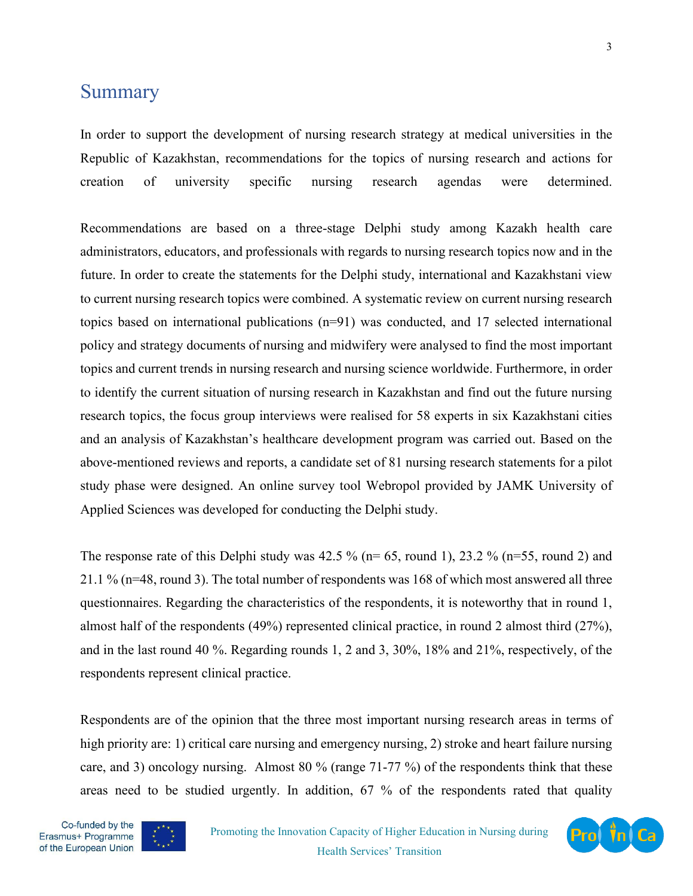# Summary

In order to support the development of nursing research strategy at medical universities in the Republic of Kazakhstan, recommendations for the topics of nursing research and actions for creation of university specific nursing research agendas were determined.

Recommendations are based on a three-stage Delphi study among Kazakh health care administrators, educators, and professionals with regards to nursing research topics now and in the future. In order to create the statements for the Delphi study, international and Kazakhstani view to current nursing research topics were combined. A systematic review on current nursing research topics based on international publications (n=91) was conducted, and 17 selected international policy and strategy documents of nursing and midwifery were analysed to find the most important topics and current trends in nursing research and nursing science worldwide. Furthermore, in order to identify the current situation of nursing research in Kazakhstan and find out the future nursing research topics, the focus group interviews were realised for 58 experts in six Kazakhstani cities and an analysis of Kazakhstan's healthcare development program was carried out. Based on the above-mentioned reviews and reports, a candidate set of 81 nursing research statements for a pilot study phase were designed. An online survey tool Webropol provided by JAMK University of Applied Sciences was developed for conducting the Delphi study.

The response rate of this Delphi study was 42.5 % (n= 65, round 1), 23.2 % (n=55, round 2) and 21.1 % (n=48, round 3). The total number of respondents was 168 of which most answered all three questionnaires. Regarding the characteristics of the respondents, it is noteworthy that in round 1, almost half of the respondents (49%) represented clinical practice, in round 2 almost third (27%), and in the last round 40 %. Regarding rounds 1, 2 and 3, 30%, 18% and 21%, respectively, of the respondents represent clinical practice.

Respondents are of the opinion that the three most important nursing research areas in terms of high priority are: 1) critical care nursing and emergency nursing, 2) stroke and heart failure nursing care, and 3) oncology nursing. Almost 80 % (range 71-77 %) of the respondents think that these areas need to be studied urgently. In addition, 67 % of the respondents rated that quality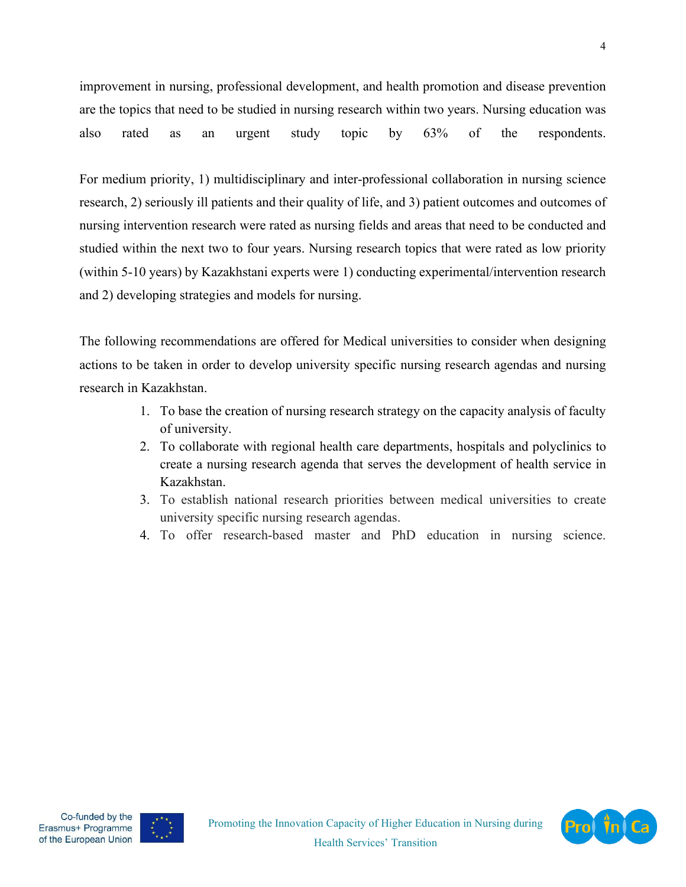improvement in nursing, professional development, and health promotion and disease prevention are the topics that need to be studied in nursing research within two years. Nursing education was also rated as an urgent study topic by 63% of the respondents.

For medium priority, 1) multidisciplinary and inter-professional collaboration in nursing science research, 2) seriously ill patients and their quality of life, and 3) patient outcomes and outcomes of nursing intervention research were rated as nursing fields and areas that need to be conducted and studied within the next two to four years. Nursing research topics that were rated as low priority (within 5-10 years) by Kazakhstani experts were 1) conducting experimental/intervention research and 2) developing strategies and models for nursing.

The following recommendations are offered for Medical universities to consider when designing actions to be taken in order to develop university specific nursing research agendas and nursing research in Kazakhstan.

1. To base the creation of nursing research strategy on the capacity analysis of faculty of university.
2. To collaborate with regional health care departments, hospitals and polyclinics to create a nursing research agenda that serves the development of health service in Kazakhstan.
3. To establish national research priorities between medical universities to create university specific nursing research agendas.
4. To offer research-based master and PhD education in nursing science.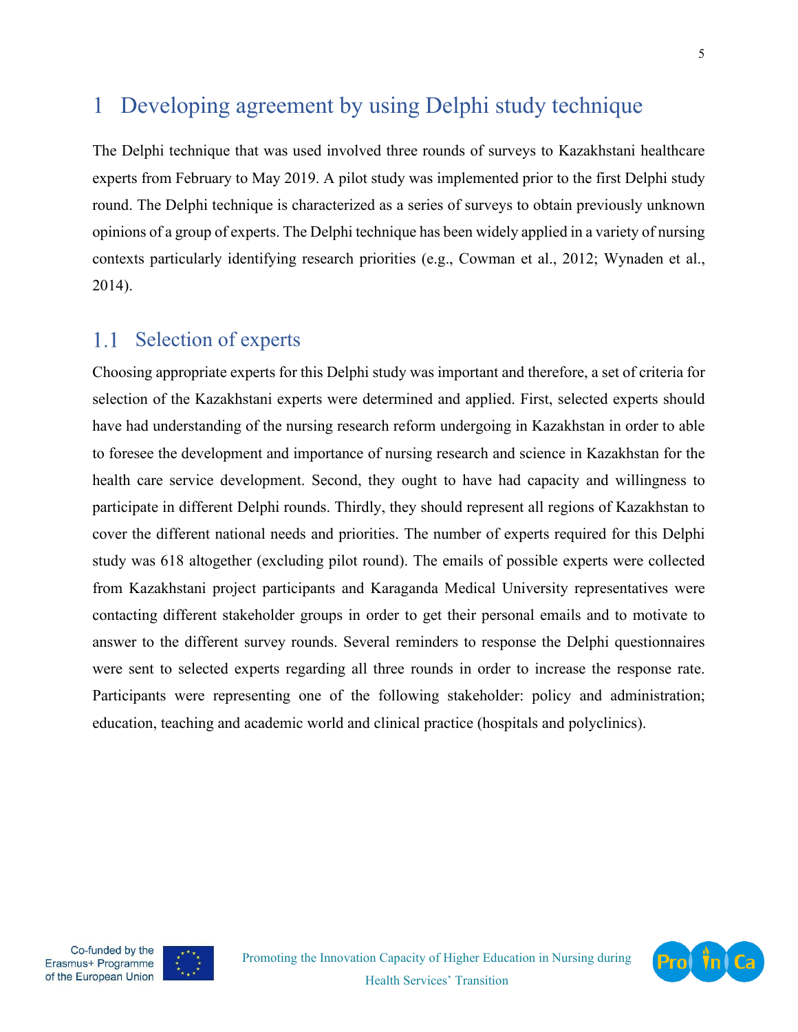# 1 Developing agreement by using Delphi study technique

The Delphi technique that was used involved three rounds of surveys to Kazakhstani healthcare experts from February to May 2019. A pilot study was implemented prior to the first Delphi study round. The Delphi technique is characterized as a series of surveys to obtain previously unknown opinions of a group of experts. The Delphi technique has been widely applied in a variety of nursing contexts particularly identifying research priorities (e.g., Cowman et al., 2012; Wynaden et al., 2014).

## 1.1 Selection of experts

Choosing appropriate experts for this Delphi study was important and therefore, a set of criteria for selection of the Kazakhstani experts were determined and applied. First, selected experts should have had understanding of the nursing research reform undergoing in Kazakhstan in order to able to foresee the development and importance of nursing research and science in Kazakhstan for the health care service development. Second, they ought to have had capacity and willingness to participate in different Delphi rounds. Thirdly, they should represent all regions of Kazakhstan to cover the different national needs and priorities. The number of experts required for this Delphi study was 618 altogether (excluding pilot round). The emails of possible experts were collected from Kazakhstani project participants and Karaganda Medical University representatives were contacting different stakeholder groups in order to get their personal emails and to motivate to answer to the different survey rounds. Several reminders to response the Delphi questionnaires were sent to selected experts regarding all three rounds in order to increase the response rate. Participants were representing one of the following stakeholder: policy and administration; education, teaching and academic world and clinical practice (hospitals and polyclinics).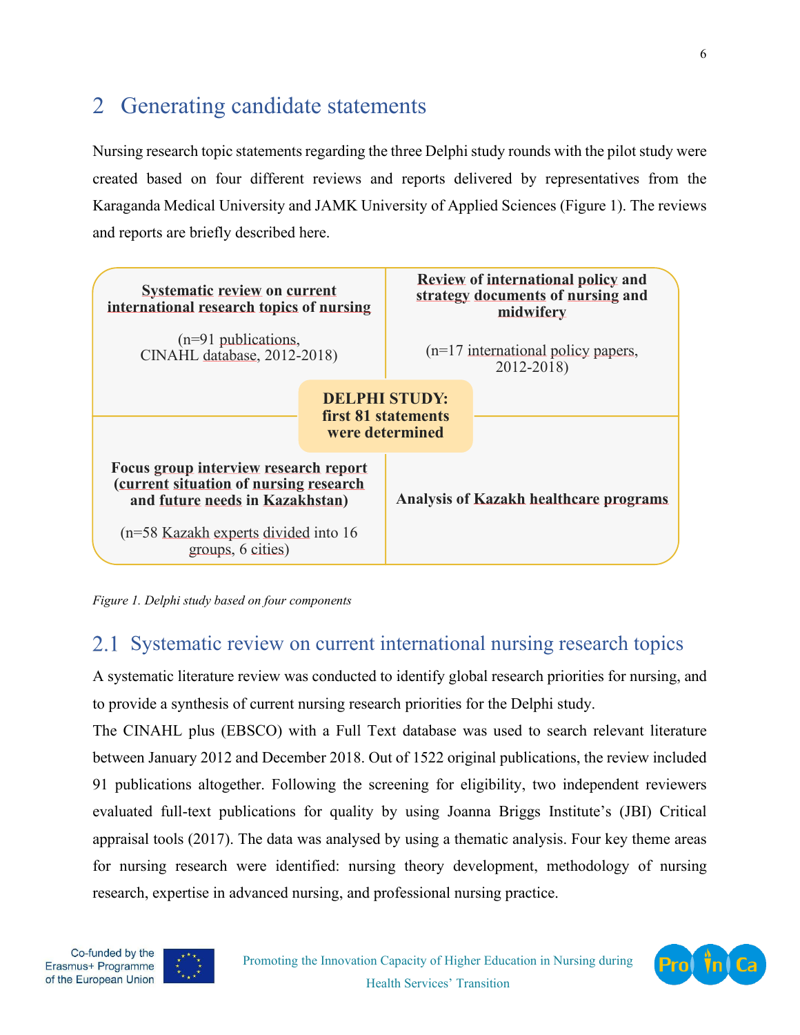# 2 Generating candidate statements

Nursing research topic statements regarding the three Delphi study rounds with the pilot study were created based on four different reviews and reports delivered by representatives from the Karaganda Medical University and JAMK University of Applied Sciences (Figure 1). The reviews and reports are briefly described here.

| **Systematic review on current international research topics of nursing**<br><br>(n=91 publications, CINAHL database, 2012-2018) | **Review of international policy and strategy documents of nursing and midwifery**<br><br>(n=17 international policy papers, 2012-2018) |
|---|---|
| **Focus group interview research report (current situation of nursing research and future needs in Kazakhstan)**<br><br>(n=58 Kazakh experts divided into 16 groups, 6 cities) | **Analysis of Kazakh healthcare programs** |

**DELPHI STUDY: first 81 statements were determined**

*Figure 1. Delphi study based on four components*

## 2.1 Systematic review on current international nursing research topics

A systematic literature review was conducted to identify global research priorities for nursing, and to provide a synthesis of current nursing research priorities for the Delphi study.

The CINAHL plus (EBSCO) with a Full Text database was used to search relevant literature between January 2012 and December 2018. Out of 1522 original publications, the review included 91 publications altogether. Following the screening for eligibility, two independent reviewers evaluated full-text publications for quality by using Joanna Briggs Institute's (JBI) Critical appraisal tools (2017). The data was analysed by using a thematic analysis. Four key theme areas for nursing research were identified: nursing theory development, methodology of nursing research, expertise in advanced nursing, and professional nursing practice.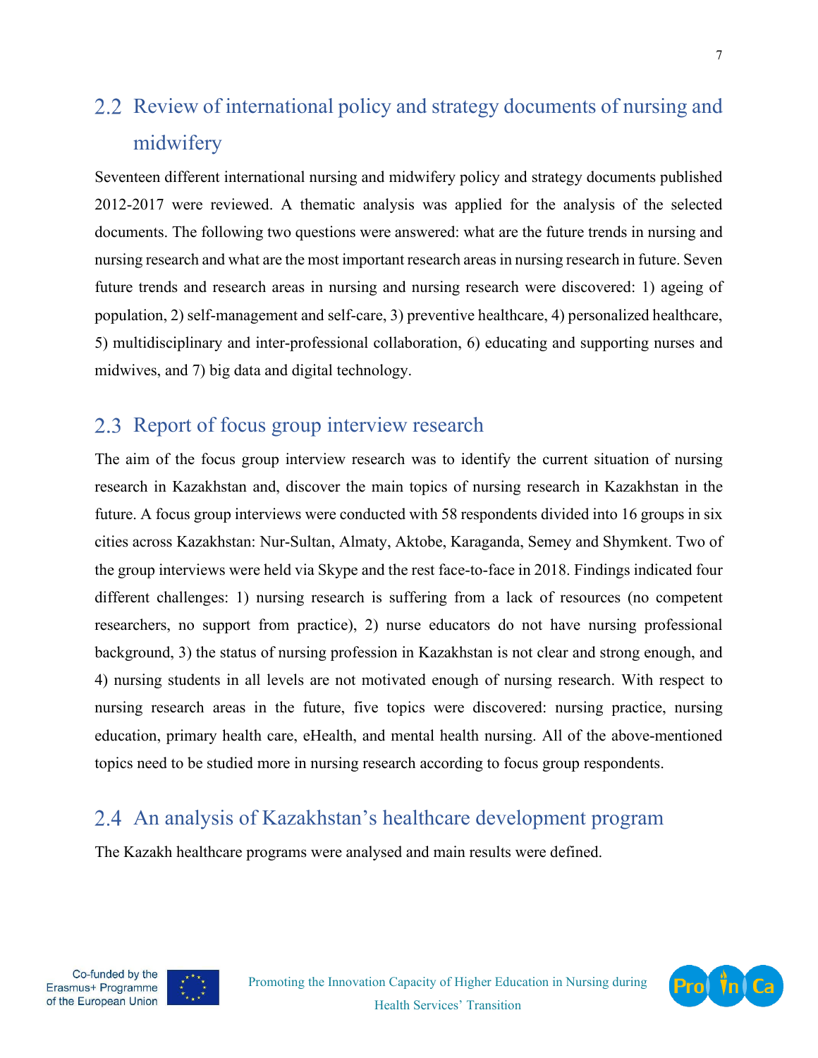## 2.2 Review of international policy and strategy documents of nursing and midwifery

Seventeen different international nursing and midwifery policy and strategy documents published 2012-2017 were reviewed. A thematic analysis was applied for the analysis of the selected documents. The following two questions were answered: what are the future trends in nursing and nursing research and what are the most important research areas in nursing research in future. Seven future trends and research areas in nursing and nursing research were discovered: 1) ageing of population, 2) self-management and self-care, 3) preventive healthcare, 4) personalized healthcare, 5) multidisciplinary and inter-professional collaboration, 6) educating and supporting nurses and midwives, and 7) big data and digital technology.

## 2.3 Report of focus group interview research

The aim of the focus group interview research was to identify the current situation of nursing research in Kazakhstan and, discover the main topics of nursing research in Kazakhstan in the future. A focus group interviews were conducted with 58 respondents divided into 16 groups in six cities across Kazakhstan: Nur-Sultan, Almaty, Aktobe, Karaganda, Semey and Shymkent. Two of the group interviews were held via Skype and the rest face-to-face in 2018. Findings indicated four different challenges: 1) nursing research is suffering from a lack of resources (no competent researchers, no support from practice), 2) nurse educators do not have nursing professional background, 3) the status of nursing profession in Kazakhstan is not clear and strong enough, and 4) nursing students in all levels are not motivated enough of nursing research. With respect to nursing research areas in the future, five topics were discovered: nursing practice, nursing education, primary health care, eHealth, and mental health nursing. All of the above-mentioned topics need to be studied more in nursing research according to focus group respondents.

## 2.4 An analysis of Kazakhstan's healthcare development program

The Kazakh healthcare programs were analysed and main results were defined.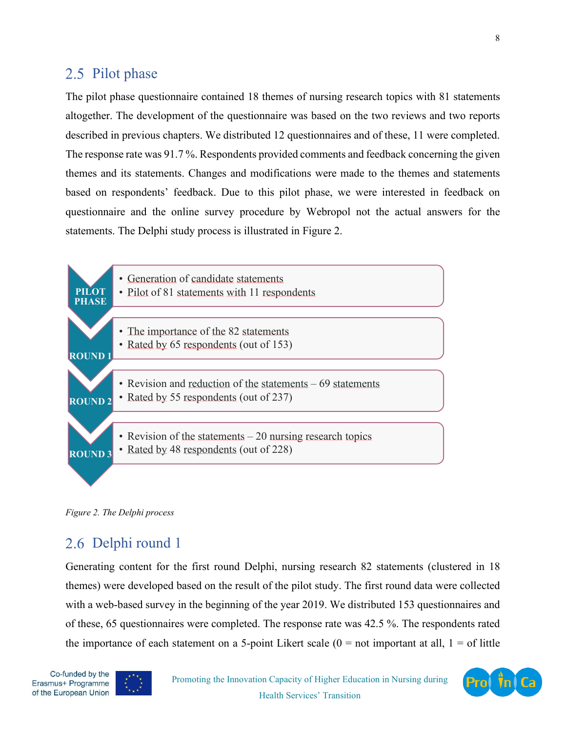## 2.5 Pilot phase

The pilot phase questionnaire contained 18 themes of nursing research topics with 81 statements altogether. The development of the questionnaire was based on the two reviews and two reports described in previous chapters. We distributed 12 questionnaires and of these, 11 were completed. The response rate was 91.7 %. Respondents provided comments and feedback concerning the given themes and its statements. Changes and modifications were made to the themes and statements based on respondents' feedback. Due to this pilot phase, we were interested in feedback on questionnaire and the online survey procedure by Webropol not the actual answers for the statements. The Delphi study process is illustrated in Figure 2.

**PILOT PHASE**
- Generation of candidate statements
- Pilot of 81 statements with 11 respondents

**ROUND 1**
- The importance of the 82 statements
- Rated by 65 respondents (out of 153)

**ROUND 2**
- Revision and reduction of the statements – 69 statements
- Rated by 55 respondents (out of 237)

**ROUND 3**
- Revision of the statements – 20 nursing research topics
- Rated by 48 respondents (out of 228)

*Figure 2. The Delphi process*

## 2.6 Delphi round 1

Generating content for the first round Delphi, nursing research 82 statements (clustered in 18 themes) were developed based on the result of the pilot study. The first round data were collected with a web-based survey in the beginning of the year 2019. We distributed 153 questionnaires and of these, 65 questionnaires were completed. The response rate was 42.5 %. The respondents rated the importance of each statement on a 5-point Likert scale (0 = not important at all, 1 = of little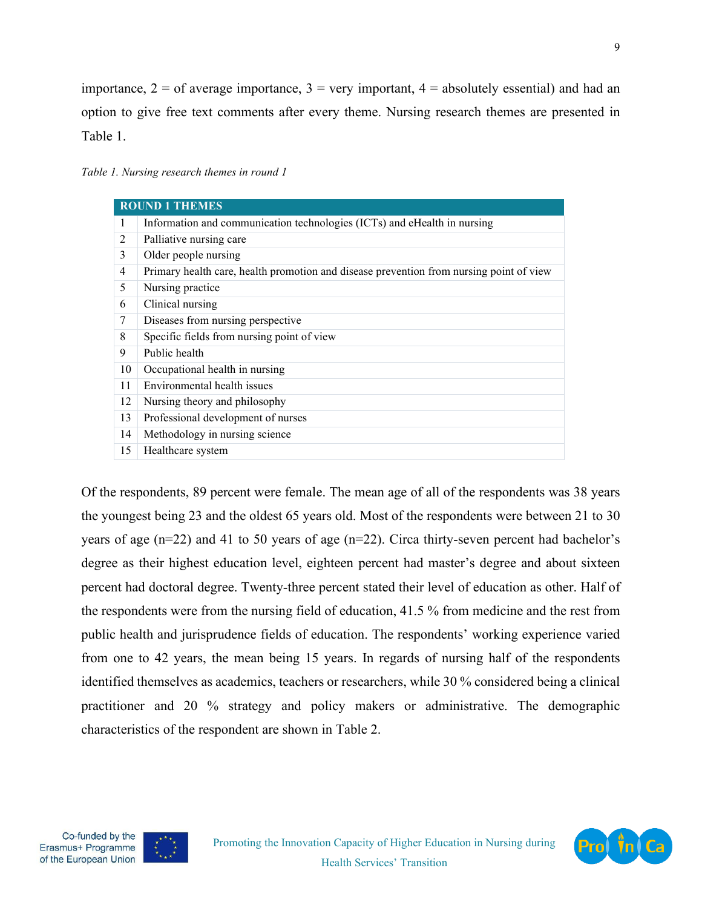importance, 2 = of average importance, 3 = very important, 4 = absolutely essential) and had an option to give free text comments after every theme. Nursing research themes are presented in Table 1.

*Table 1. Nursing research themes in round 1*

| ROUND 1 THEMES | |
|---|---|
| 1 | Information and communication technologies (ICTs) and eHealth in nursing |
| 2 | Palliative nursing care |
| 3 | Older people nursing |
| 4 | Primary health care, health promotion and disease prevention from nursing point of view |
| 5 | Nursing practice |
| 6 | Clinical nursing |
| 7 | Diseases from nursing perspective |
| 8 | Specific fields from nursing point of view |
| 9 | Public health |
| 10 | Occupational health in nursing |
| 11 | Environmental health issues |
| 12 | Nursing theory and philosophy |
| 13 | Professional development of nurses |
| 14 | Methodology in nursing science |
| 15 | Healthcare system |

Of the respondents, 89 percent were female. The mean age of all of the respondents was 38 years the youngest being 23 and the oldest 65 years old. Most of the respondents were between 21 to 30 years of age (n=22) and 41 to 50 years of age (n=22). Circa thirty-seven percent had bachelor's degree as their highest education level, eighteen percent had master's degree and about sixteen percent had doctoral degree. Twenty-three percent stated their level of education as other. Half of the respondents were from the nursing field of education, 41.5 % from medicine and the rest from public health and jurisprudence fields of education. The respondents' working experience varied from one to 42 years, the mean being 15 years. In regards of nursing half of the respondents identified themselves as academics, teachers or researchers, while 30 % considered being a clinical practitioner and 20 % strategy and policy makers or administrative. The demographic characteristics of the respondent are shown in Table 2.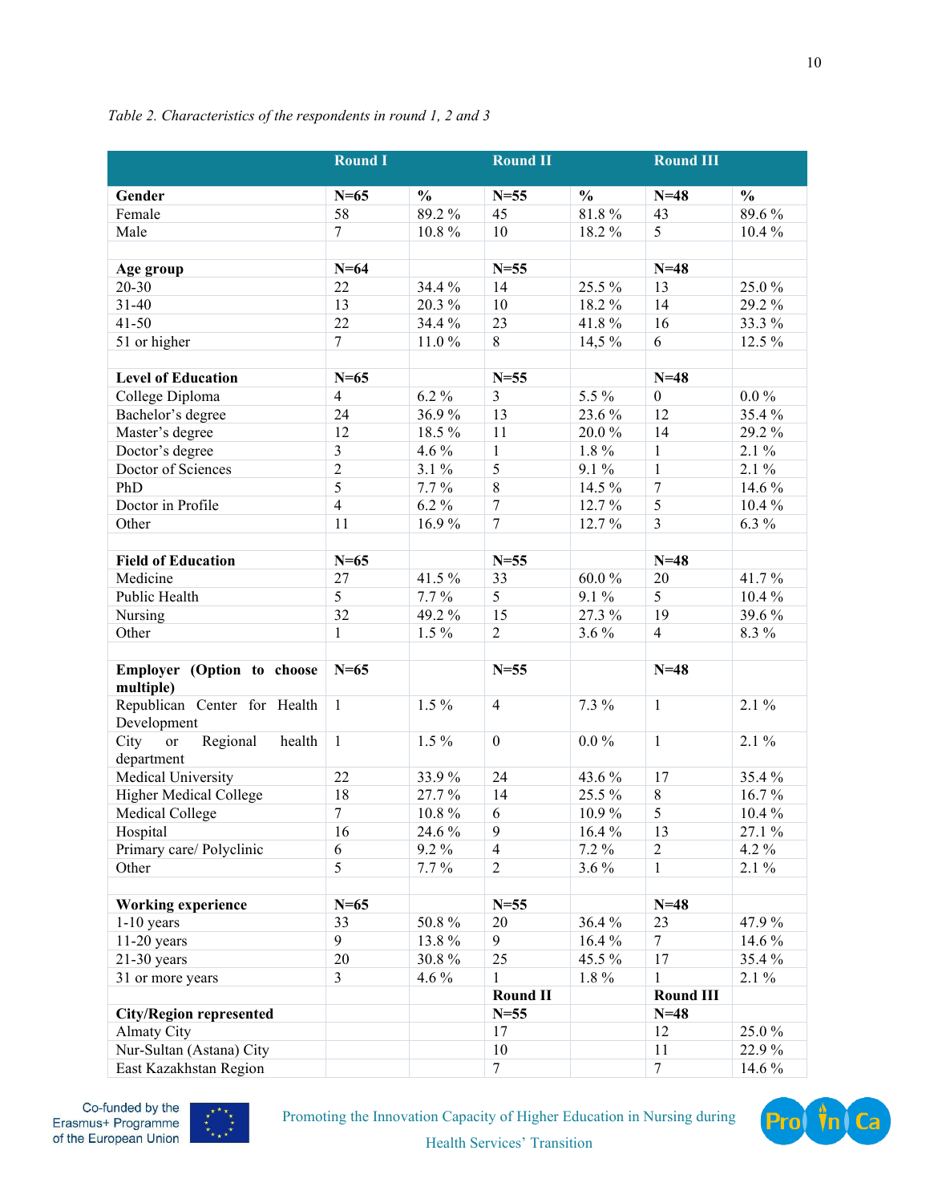*Table 2. Characteristics of the respondents in round 1, 2 and 3*

| | Round I | | Round II | | Round III | |
|---|---|---|---|---|---|---|
| **Gender** | **N=65** | **%** | **N=55** | **%** | **N=48** | **%** |
| Female | 58 | 89.2 % | 45 | 81.8 % | 43 | 89.6 % |
| Male | 7 | 10.8 % | 10 | 18.2 % | 5 | 10.4 % |
| | | | | | | |
| **Age group** | **N=64** | | **N=55** | | **N=48** | |
| 20-30 | 22 | 34.4 % | 14 | 25.5 % | 13 | 25.0 % |
| 31-40 | 13 | 20.3 % | 10 | 18.2 % | 14 | 29.2 % |
| 41-50 | 22 | 34.4 % | 23 | 41.8 % | 16 | 33.3 % |
| 51 or higher | 7 | 11.0 % | 8 | 14,5 % | 6 | 12.5 % |
| | | | | | | |
| **Level of Education** | **N=65** | | **N=55** | | **N=48** | |
| College Diploma | 4 | 6.2 % | 3 | 5.5 % | 0 | 0.0 % |
| Bachelor's degree | 24 | 36.9 % | 13 | 23.6 % | 12 | 35.4 % |
| Master's degree | 12 | 18.5 % | 11 | 20.0 % | 14 | 29.2 % |
| Doctor's degree | 3 | 4.6 % | 1 | 1.8 % | 1 | 2.1 % |
| Doctor of Sciences | 2 | 3.1 % | 5 | 9.1 % | 1 | 2.1 % |
| PhD | 5 | 7.7 % | 8 | 14.5 % | 7 | 14.6 % |
| Doctor in Profile | 4 | 6.2 % | 7 | 12.7 % | 5 | 10.4 % |
| Other | 11 | 16.9 % | 7 | 12.7 % | 3 | 6.3 % |
| | | | | | | |
| **Field of Education** | **N=65** | | **N=55** | | **N=48** | |
| Medicine | 27 | 41.5 % | 33 | 60.0 % | 20 | 41.7 % |
| Public Health | 5 | 7.7 % | 5 | 9.1 % | 5 | 10.4 % |
| Nursing | 32 | 49.2 % | 15 | 27.3 % | 19 | 39.6 % |
| Other | 1 | 1.5 % | 2 | 3.6 % | 4 | 8.3 % |
| | | | | | | |
| **Employer (Option to choose multiple)** | **N=65** | | **N=55** | | **N=48** | |
| Republican Center for Health Development | 1 | 1.5 % | 4 | 7.3 % | 1 | 2.1 % |
| City or Regional health department | 1 | 1.5 % | 0 | 0.0 % | 1 | 2.1 % |
| Medical University | 22 | 33.9 % | 24 | 43.6 % | 17 | 35.4 % |
| Higher Medical College | 18 | 27.7 % | 14 | 25.5 % | 8 | 16.7 % |
| Medical College | 7 | 10.8 % | 6 | 10.9 % | 5 | 10.4 % |
| Hospital | 16 | 24.6 % | 9 | 16.4 % | 13 | 27.1 % |
| Primary care/ Polyclinic | 6 | 9.2 % | 4 | 7.2 % | 2 | 4.2 % |
| Other | 5 | 7.7 % | 2 | 3.6 % | 1 | 2.1 % |
| | | | | | | |
| **Working experience** | **N=65** | | **N=55** | | **N=48** | |
| 1-10 years | 33 | 50.8 % | 20 | 36.4 % | 23 | 47.9 % |
| 11-20 years | 9 | 13.8 % | 9 | 16.4 % | 7 | 14.6 % |
| 21-30 years | 20 | 30.8 % | 25 | 45.5 % | 17 | 35.4 % |
| 31 or more years | 3 | 4.6 % | 1 | 1.8 % | 1 | 2.1 % |
| | | | **Round II** | | **Round III** | |
| **City/Region represented** | | | **N=55** | | **N=48** | |
| Almaty City | | | 17 | | 12 | 25.0 % |
| Nur-Sultan (Astana) City | | | 10 | | 11 | 22.9 % |
| East Kazakhstan Region | | | 7 | | 7 | 14.6 % |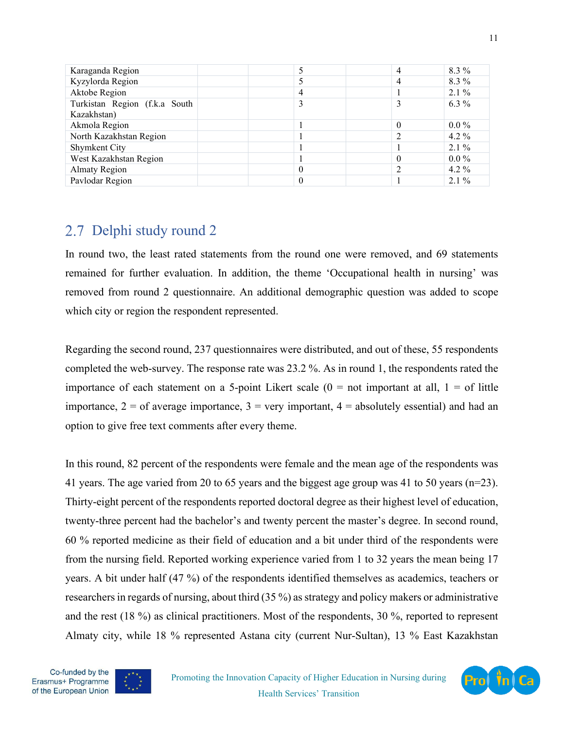| | | | | | | |
|---|---|---|---|---|---|---|
| Karaganda Region | | | 5 | | 4 | 8.3 % |
| Kyzylorda Region | | | 5 | | 4 | 8.3 % |
| Aktobe Region | | | 4 | | 1 | 2.1 % |
| Turkistan Region (f.k.a South Kazakhstan) | | | 3 | | 3 | 6.3 % |
| Akmola Region | | | 1 | | 0 | 0.0 % |
| North Kazakhstan Region | | | 1 | | 2 | 4.2 % |
| Shymkent City | | | 1 | | 1 | 2.1 % |
| West Kazakhstan Region | | | 1 | | 0 | 0.0 % |
| Almaty Region | | | 0 | | 2 | 4.2 % |
| Pavlodar Region | | | 0 | | 1 | 2.1 % |

## 2.7 Delphi study round 2

In round two, the least rated statements from the round one were removed, and 69 statements remained for further evaluation. In addition, the theme 'Occupational health in nursing' was removed from round 2 questionnaire. An additional demographic question was added to scope which city or region the respondent represented.

Regarding the second round, 237 questionnaires were distributed, and out of these, 55 respondents completed the web-survey. The response rate was 23.2 %. As in round 1, the respondents rated the importance of each statement on a 5-point Likert scale (0 = not important at all, 1 = of little importance, 2 = of average importance, 3 = very important, 4 = absolutely essential) and had an option to give free text comments after every theme.

In this round, 82 percent of the respondents were female and the mean age of the respondents was 41 years. The age varied from 20 to 65 years and the biggest age group was 41 to 50 years (n=23). Thirty-eight percent of the respondents reported doctoral degree as their highest level of education, twenty-three percent had the bachelor's and twenty percent the master's degree. In second round, 60 % reported medicine as their field of education and a bit under third of the respondents were from the nursing field. Reported working experience varied from 1 to 32 years the mean being 17 years. A bit under half (47 %) of the respondents identified themselves as academics, teachers or researchers in regards of nursing, about third (35 %) as strategy and policy makers or administrative and the rest (18 %) as clinical practitioners. Most of the respondents, 30 %, reported to represent Almaty city, while 18 % represented Astana city (current Nur-Sultan), 13 % East Kazakhstan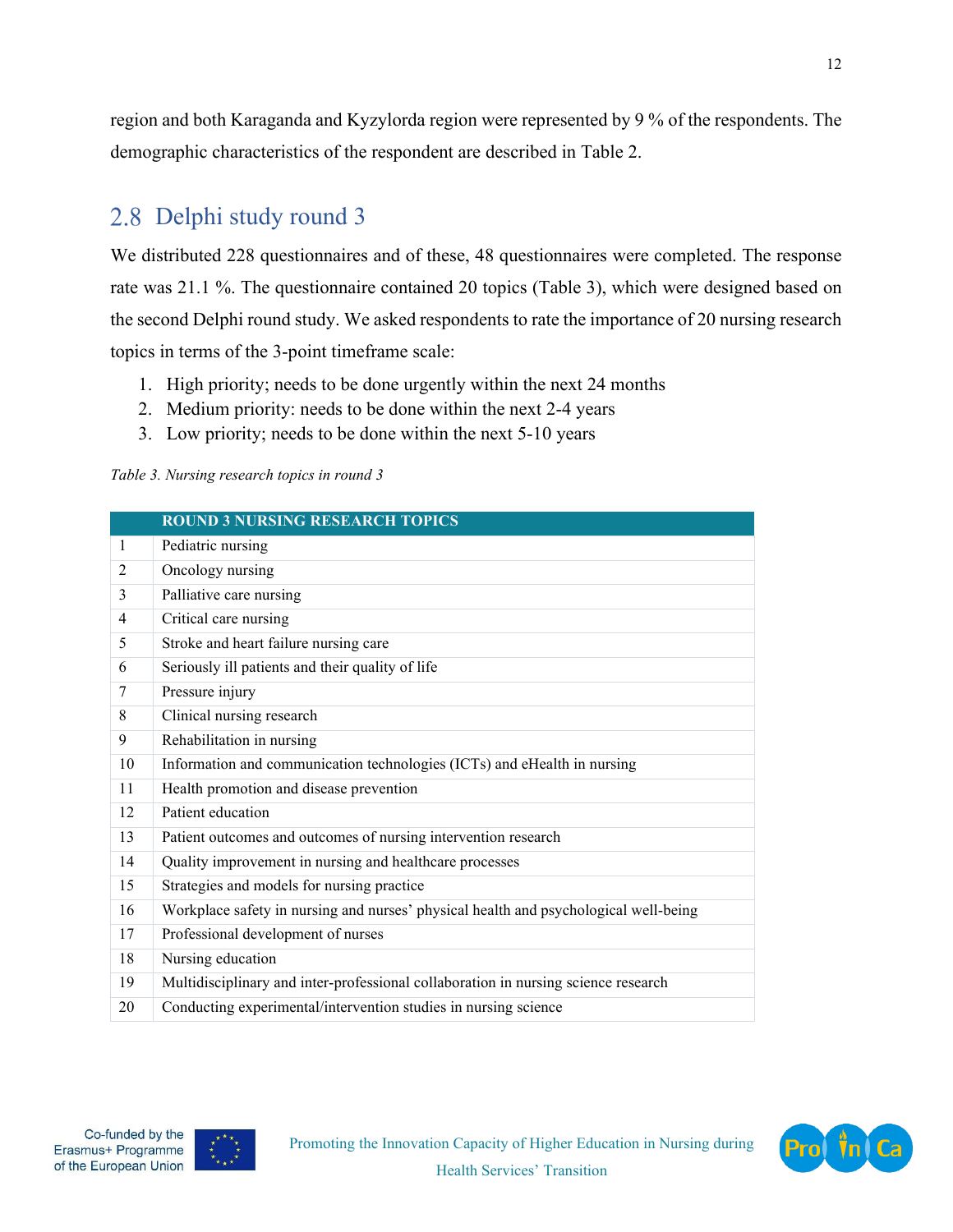region and both Karaganda and Kyzylorda region were represented by 9 % of the respondents. The demographic characteristics of the respondent are described in Table 2.

## 2.8 Delphi study round 3

We distributed 228 questionnaires and of these, 48 questionnaires were completed. The response rate was 21.1 %. The questionnaire contained 20 topics (Table 3), which were designed based on the second Delphi round study. We asked respondents to rate the importance of 20 nursing research topics in terms of the 3-point timeframe scale:

1. High priority; needs to be done urgently within the next 24 months
2. Medium priority: needs to be done within the next 2-4 years
3. Low priority; needs to be done within the next 5-10 years

*Table 3. Nursing research topics in round 3*

| | ROUND 3 NURSING RESEARCH TOPICS |
|---|---|
| 1 | Pediatric nursing |
| 2 | Oncology nursing |
| 3 | Palliative care nursing |
| 4 | Critical care nursing |
| 5 | Stroke and heart failure nursing care |
| 6 | Seriously ill patients and their quality of life |
| 7 | Pressure injury |
| 8 | Clinical nursing research |
| 9 | Rehabilitation in nursing |
| 10 | Information and communication technologies (ICTs) and eHealth in nursing |
| 11 | Health promotion and disease prevention |
| 12 | Patient education |
| 13 | Patient outcomes and outcomes of nursing intervention research |
| 14 | Quality improvement in nursing and healthcare processes |
| 15 | Strategies and models for nursing practice |
| 16 | Workplace safety in nursing and nurses' physical health and psychological well-being |
| 17 | Professional development of nurses |
| 18 | Nursing education |
| 19 | Multidisciplinary and inter-professional collaboration in nursing science research |
| 20 | Conducting experimental/intervention studies in nursing science |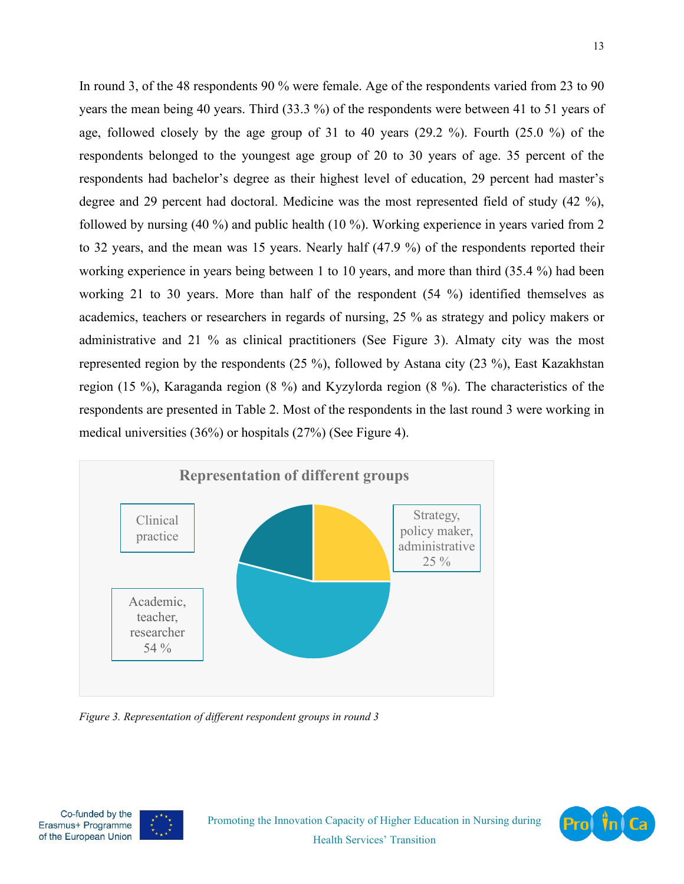In round 3, of the 48 respondents 90 % were female. Age of the respondents varied from 23 to 90 years the mean being 40 years. Third (33.3 %) of the respondents were between 41 to 51 years of age, followed closely by the age group of 31 to 40 years (29.2 %). Fourth (25.0 %) of the respondents belonged to the youngest age group of 20 to 30 years of age. 35 percent of the respondents had bachelor's degree as their highest level of education, 29 percent had master's degree and 29 percent had doctoral. Medicine was the most represented field of study (42 %), followed by nursing (40 %) and public health (10 %). Working experience in years varied from 2 to 32 years, and the mean was 15 years. Nearly half (47.9 %) of the respondents reported their working experience in years being between 1 to 10 years, and more than third (35.4 %) had been working 21 to 30 years. More than half of the respondent (54 %) identified themselves as academics, teachers or researchers in regards of nursing, 25 % as strategy and policy makers or administrative and 21 % as clinical practitioners (See Figure 3). Almaty city was the most represented region by the respondents (25 %), followed by Astana city (23 %), East Kazakhstan region (15 %), Karaganda region (8 %) and Kyzylorda region (8 %). The characteristics of the respondents are presented in Table 2. Most of the respondents in the last round 3 were working in medical universities (36%) or hospitals (27%) (See Figure 4).

Representation of different groups

Clinical practice

Strategy, policy maker, administrative 25 %

Academic, teacher, researcher 54 %

*Figure 3. Representation of different respondent groups in round 3*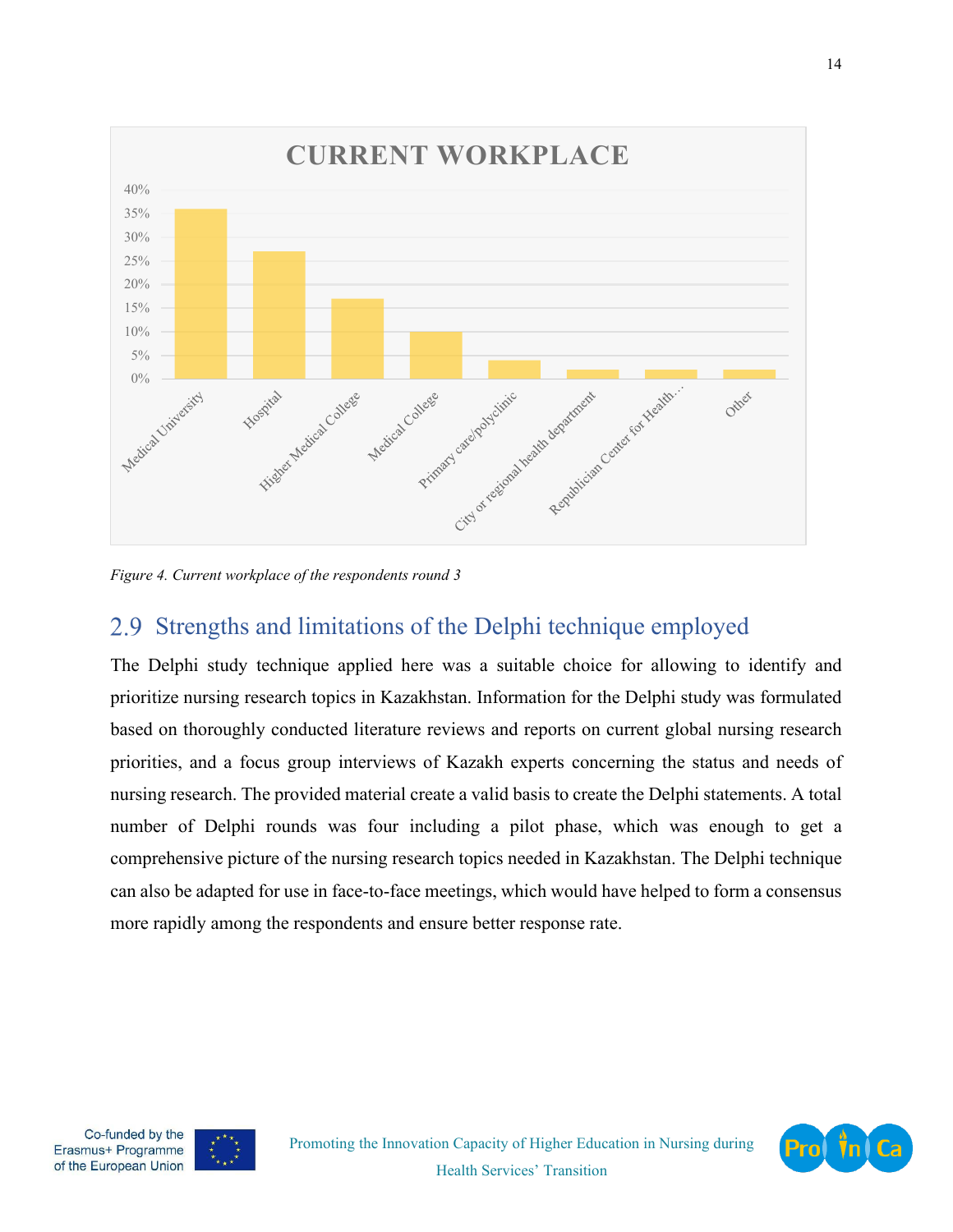**CURRENT WORKPLACE**

| Workplace | Percentage |
|---|---|
| Medical University | 36% |
| Hospital | 27% |
| Higher Medical College | 17% |
| Medical College | 10% |
| Primary care/polyclinic | 4% |
| City or regional health department | 2% |
| Republician Center for Health… | 2% |
| Other | 2% |

*Figure 4. Current workplace of the respondents round 3*

## 2.9 Strengths and limitations of the Delphi technique employed

The Delphi study technique applied here was a suitable choice for allowing to identify and prioritize nursing research topics in Kazakhstan. Information for the Delphi study was formulated based on thoroughly conducted literature reviews and reports on current global nursing research priorities, and a focus group interviews of Kazakh experts concerning the status and needs of nursing research. The provided material create a valid basis to create the Delphi statements. A total number of Delphi rounds was four including a pilot phase, which was enough to get a comprehensive picture of the nursing research topics needed in Kazakhstan. The Delphi technique can also be adapted for use in face-to-face meetings, which would have helped to form a consensus more rapidly among the respondents and ensure better response rate.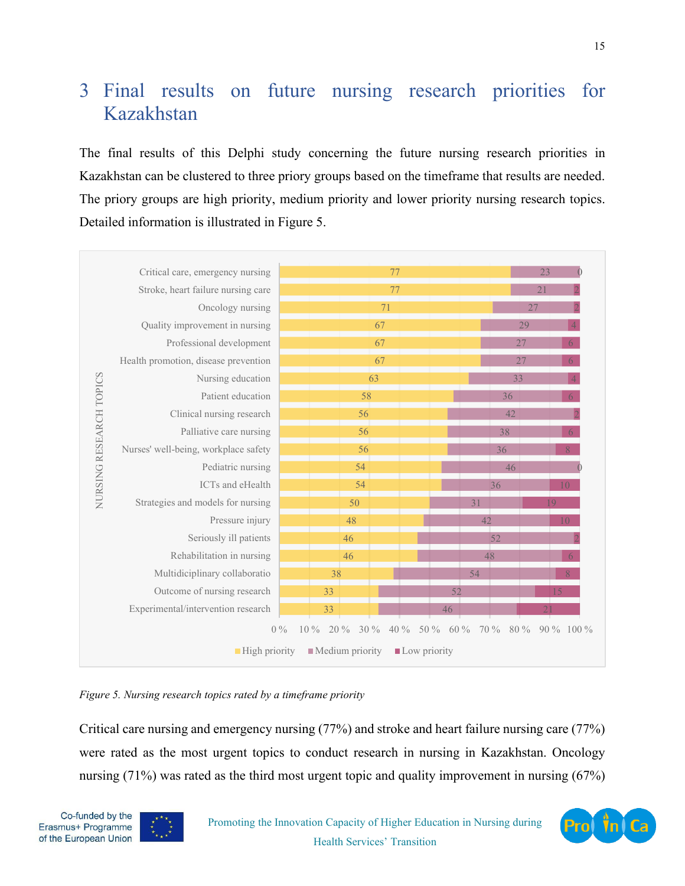# 3 Final results on future nursing research priorities for Kazakhstan

The final results of this Delphi study concerning the future nursing research priorities in Kazakhstan can be clustered to three priory groups based on the timeframe that results are needed. The priory groups are high priority, medium priority and lower priority nursing research topics. Detailed information is illustrated in Figure 5.

| NURSING RESEARCH TOPICS | High priority | Medium priority | Low priority |
|---|---|---|---|
| Critical care, emergency nursing | 77 | 23 | 0 |
| Stroke, heart failure nursing care | 77 | 21 | 2 |
| Oncology nursing | 71 | 27 | 2 |
| Quality improvement in nursing | 67 | 29 | 4 |
| Professional development | 67 | 27 | 6 |
| Health promotion, disease prevention | 67 | 27 | 6 |
| Nursing education | 63 | 33 | 4 |
| Patient education | 58 | 36 | 6 |
| Clinical nursing research | 56 | 42 | 2 |
| Palliative care nursing | 56 | 38 | 6 |
| Nurses' well-being, workplace safety | 56 | 36 | 8 |
| Pediatric nursing | 54 | 46 | 0 |
| ICTs and eHealth | 54 | 36 | 10 |
| Strategies and models for nursing | 50 | 31 | 19 |
| Pressure injury | 48 | 42 | 10 |
| Seriously ill patients | 46 | 52 | 2 |
| Rehabilitation in nursing | 46 | 48 | 6 |
| Multidiciplinary collaboratio | 38 | 54 | 8 |
| Outcome of nursing research | 33 | 52 | 15 |
| Experimental/intervention research | 33 | 46 | 21 |

*Figure 5. Nursing research topics rated by a timeframe priority*

Critical care nursing and emergency nursing (77%) and stroke and heart failure nursing care (77%) were rated as the most urgent topics to conduct research in nursing in Kazakhstan. Oncology nursing (71%) was rated as the third most urgent topic and quality improvement in nursing (67%)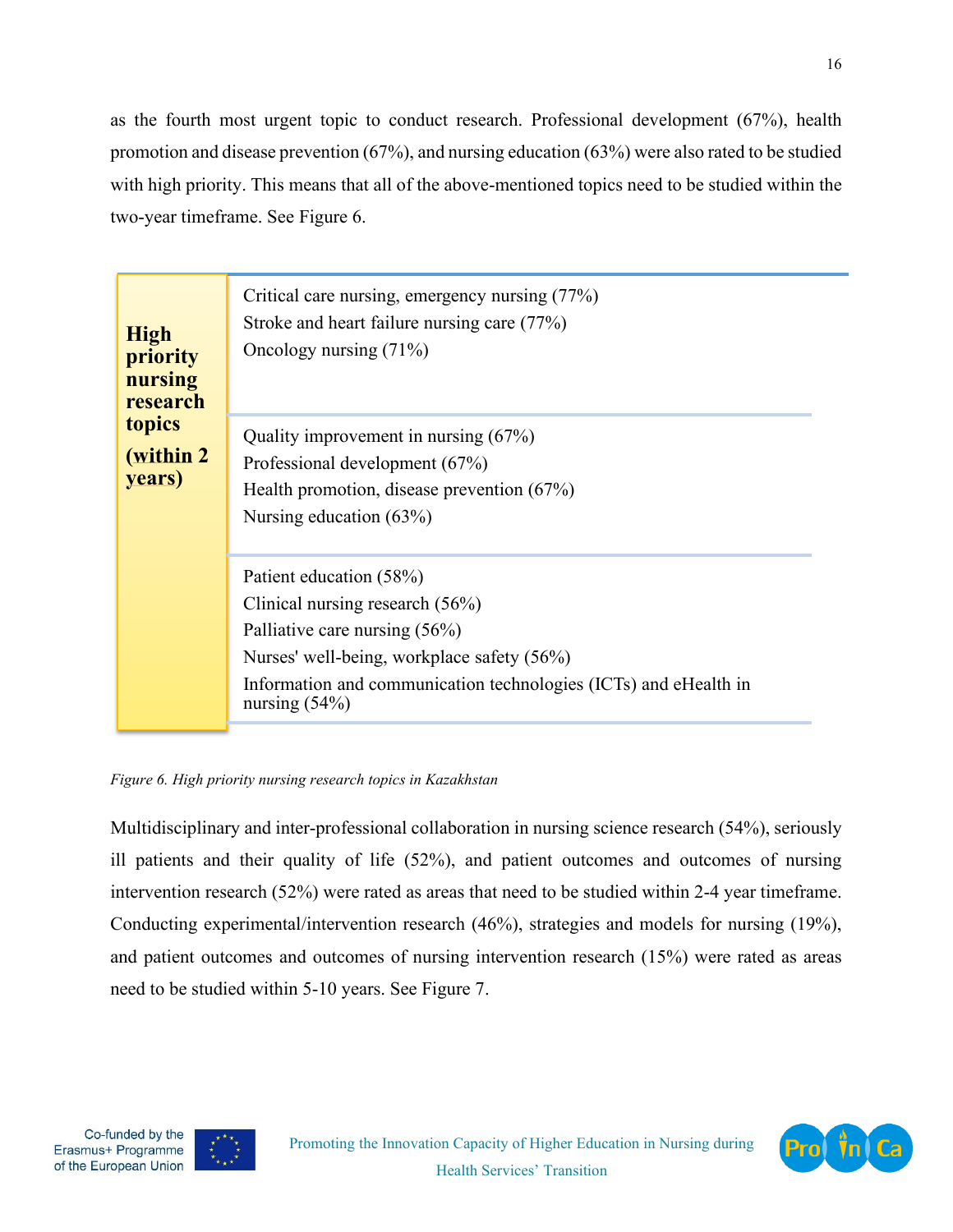as the fourth most urgent topic to conduct research. Professional development (67%), health promotion and disease prevention (67%), and nursing education (63%) were also rated to be studied with high priority. This means that all of the above-mentioned topics need to be studied within the two-year timeframe. See Figure 6.

| **High priority nursing research topics (within 2 years)** | |
|---|---|
| | Critical care nursing, emergency nursing (77%)<br>Stroke and heart failure nursing care (77%)<br>Oncology nursing (71%) |
| | Quality improvement in nursing (67%)<br>Professional development (67%)<br>Health promotion, disease prevention (67%)<br>Nursing education (63%) |
| | Patient education (58%)<br>Clinical nursing research (56%)<br>Palliative care nursing (56%)<br>Nurses' well-being, workplace safety (56%)<br>Information and communication technologies (ICTs) and eHealth in nursing (54%) |

*Figure 6. High priority nursing research topics in Kazakhstan*

Multidisciplinary and inter-professional collaboration in nursing science research (54%), seriously ill patients and their quality of life (52%), and patient outcomes and outcomes of nursing intervention research (52%) were rated as areas that need to be studied within 2-4 year timeframe. Conducting experimental/intervention research (46%), strategies and models for nursing (19%), and patient outcomes and outcomes of nursing intervention research (15%) were rated as areas need to be studied within 5-10 years. See Figure 7.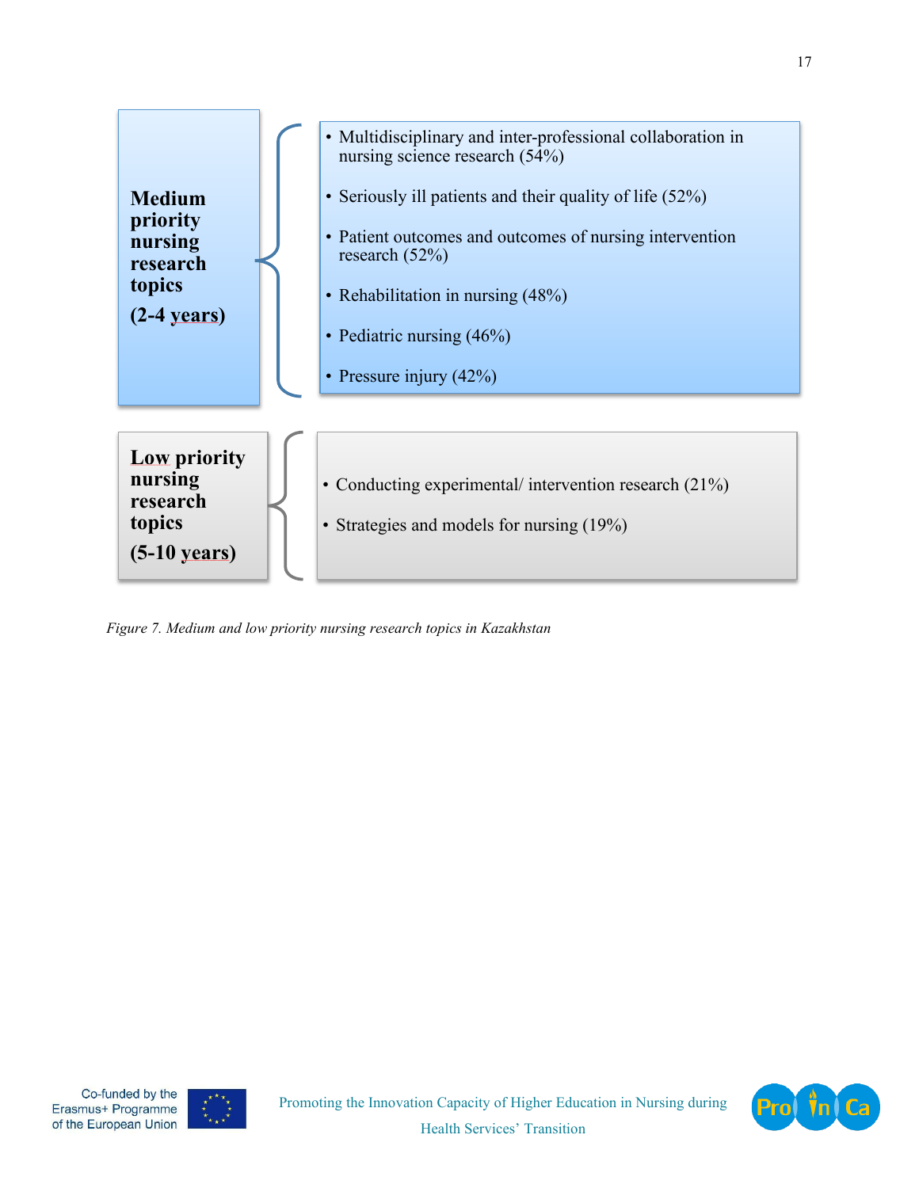**Medium priority nursing research topics**

**(2-4 years)**

- Multidisciplinary and inter-professional collaboration in nursing science research (54%)
- Seriously ill patients and their quality of life (52%)
- Patient outcomes and outcomes of nursing intervention research (52%)
- Rehabilitation in nursing (48%)
- Pediatric nursing (46%)
- Pressure injury (42%)

**Low priority nursing research topics**

**(5-10 years)**

- Conducting experimental/ intervention research (21%)
- Strategies and models for nursing (19%)

*Figure 7. Medium and low priority nursing research topics in Kazakhstan*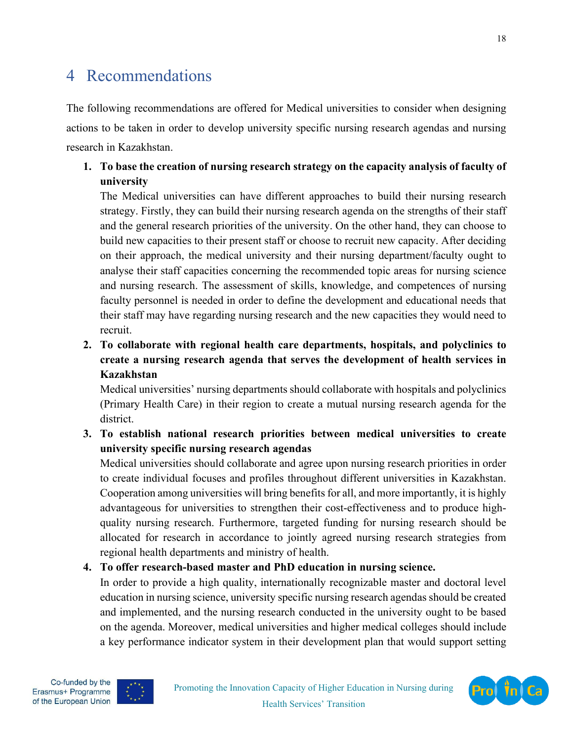# 4 Recommendations

The following recommendations are offered for Medical universities to consider when designing actions to be taken in order to develop university specific nursing research agendas and nursing research in Kazakhstan.

1. **To base the creation of nursing research strategy on the capacity analysis of faculty of university**
   The Medical universities can have different approaches to build their nursing research strategy. Firstly, they can build their nursing research agenda on the strengths of their staff and the general research priorities of the university. On the other hand, they can choose to build new capacities to their present staff or choose to recruit new capacity. After deciding on their approach, the medical university and their nursing department/faculty ought to analyse their staff capacities concerning the recommended topic areas for nursing science and nursing research. The assessment of skills, knowledge, and competences of nursing faculty personnel is needed in order to define the development and educational needs that their staff may have regarding nursing research and the new capacities they would need to recruit.
2. **To collaborate with regional health care departments, hospitals, and polyclinics to create a nursing research agenda that serves the development of health services in Kazakhstan**
   Medical universities' nursing departments should collaborate with hospitals and polyclinics (Primary Health Care) in their region to create a mutual nursing research agenda for the district.
3. **To establish national research priorities between medical universities to create university specific nursing research agendas**
   Medical universities should collaborate and agree upon nursing research priorities in order to create individual focuses and profiles throughout different universities in Kazakhstan. Cooperation among universities will bring benefits for all, and more importantly, it is highly advantageous for universities to strengthen their cost-effectiveness and to produce high-quality nursing research. Furthermore, targeted funding for nursing research should be allocated for research in accordance to jointly agreed nursing research strategies from regional health departments and ministry of health.
4. **To offer research-based master and PhD education in nursing science.**
   In order to provide a high quality, internationally recognizable master and doctoral level education in nursing science, university specific nursing research agendas should be created and implemented, and the nursing research conducted in the university ought to be based on the agenda. Moreover, medical universities and higher medical colleges should include a key performance indicator system in their development plan that would support setting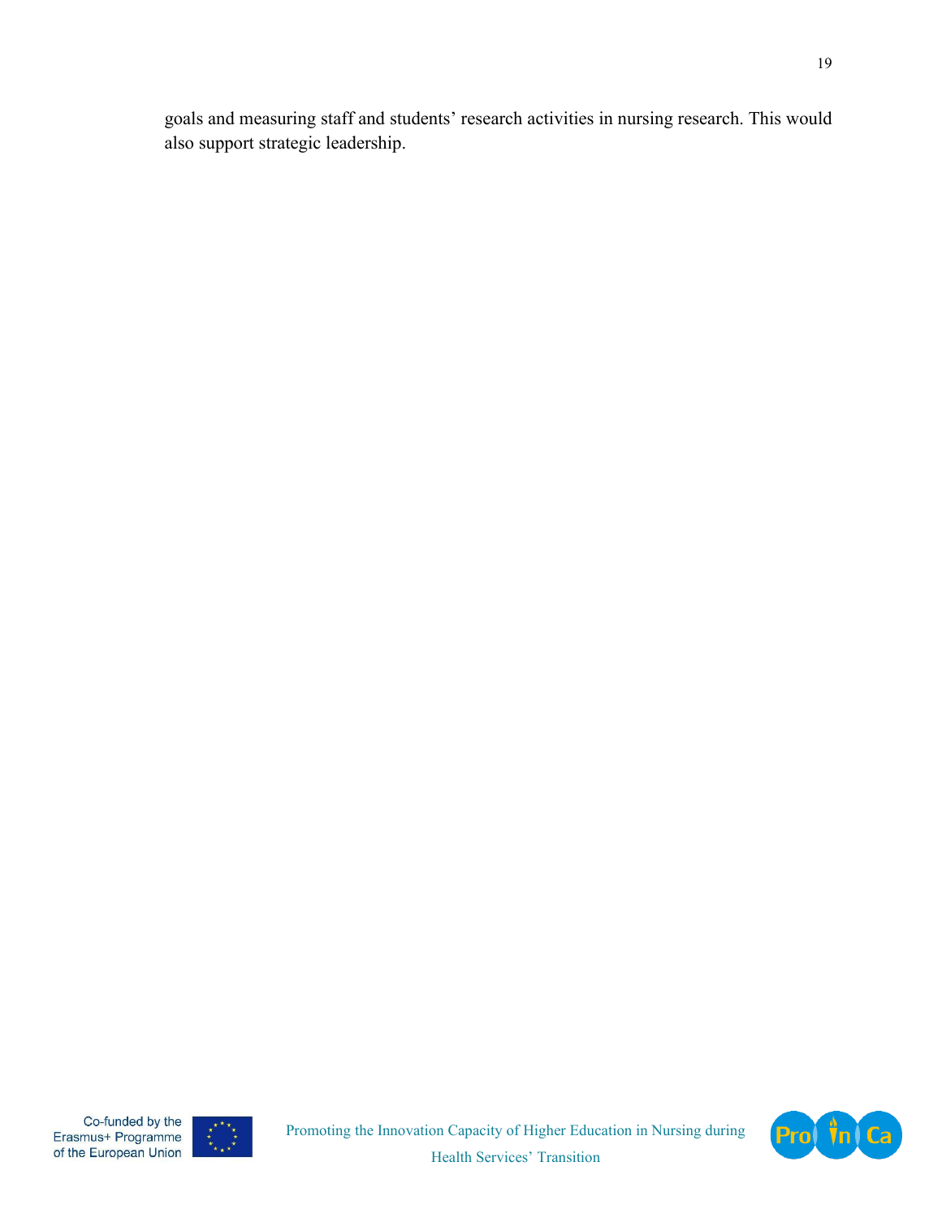goals and measuring staff and students' research activities in nursing research. This would also support strategic leadership.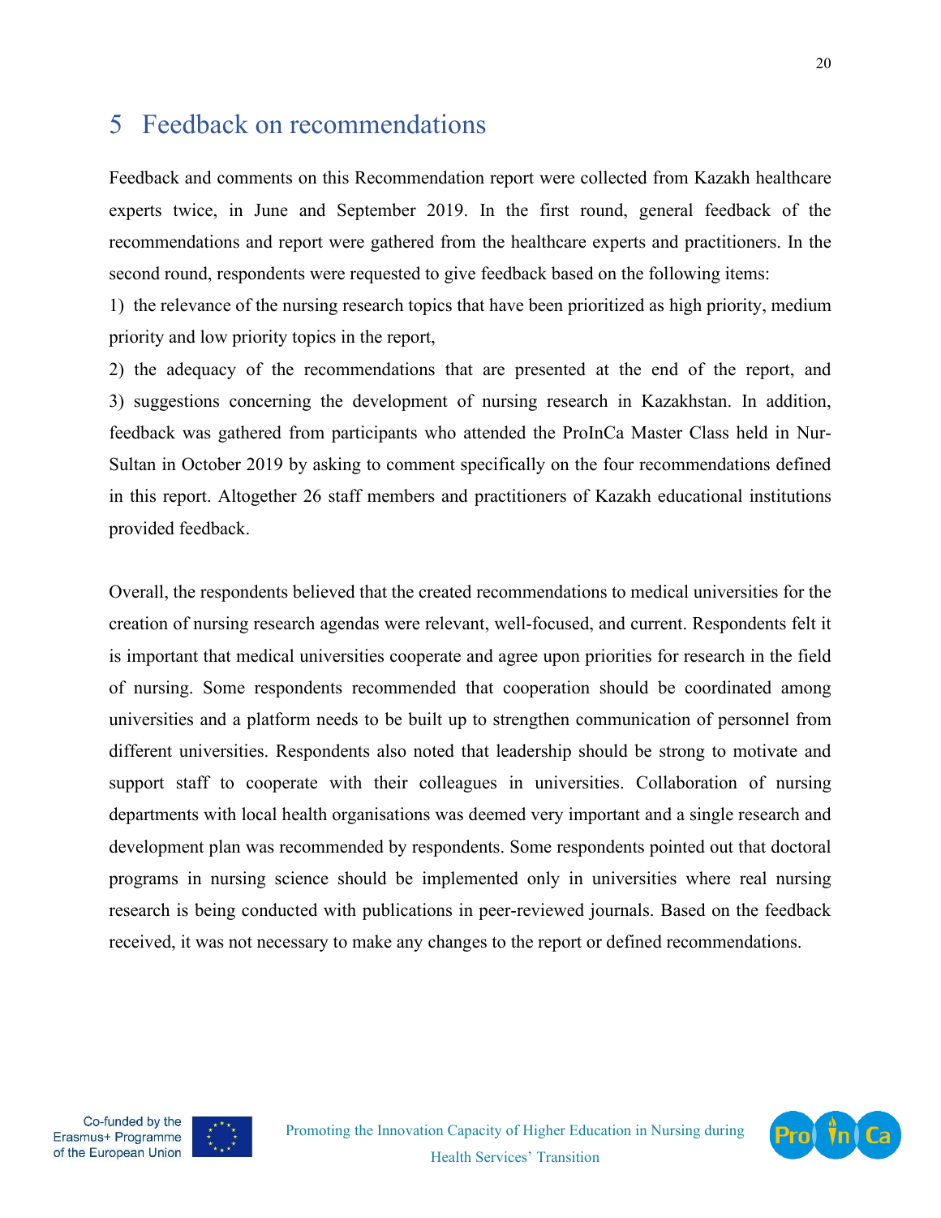# 5 Feedback on recommendations

Feedback and comments on this Recommendation report were collected from Kazakh healthcare experts twice, in June and September 2019. In the first round, general feedback of the recommendations and report were gathered from the healthcare experts and practitioners. In the second round, respondents were requested to give feedback based on the following items:

1) the relevance of the nursing research topics that have been prioritized as high priority, medium priority and low priority topics in the report,

2) the adequacy of the recommendations that are presented at the end of the report, and 3) suggestions concerning the development of nursing research in Kazakhstan. In addition, feedback was gathered from participants who attended the ProInCa Master Class held in Nur-Sultan in October 2019 by asking to comment specifically on the four recommendations defined in this report. Altogether 26 staff members and practitioners of Kazakh educational institutions provided feedback.

Overall, the respondents believed that the created recommendations to medical universities for the creation of nursing research agendas were relevant, well-focused, and current. Respondents felt it is important that medical universities cooperate and agree upon priorities for research in the field of nursing. Some respondents recommended that cooperation should be coordinated among universities and a platform needs to be built up to strengthen communication of personnel from different universities. Respondents also noted that leadership should be strong to motivate and support staff to cooperate with their colleagues in universities. Collaboration of nursing departments with local health organisations was deemed very important and a single research and development plan was recommended by respondents. Some respondents pointed out that doctoral programs in nursing science should be implemented only in universities where real nursing research is being conducted with publications in peer-reviewed journals. Based on the feedback received, it was not necessary to make any changes to the report or defined recommendations.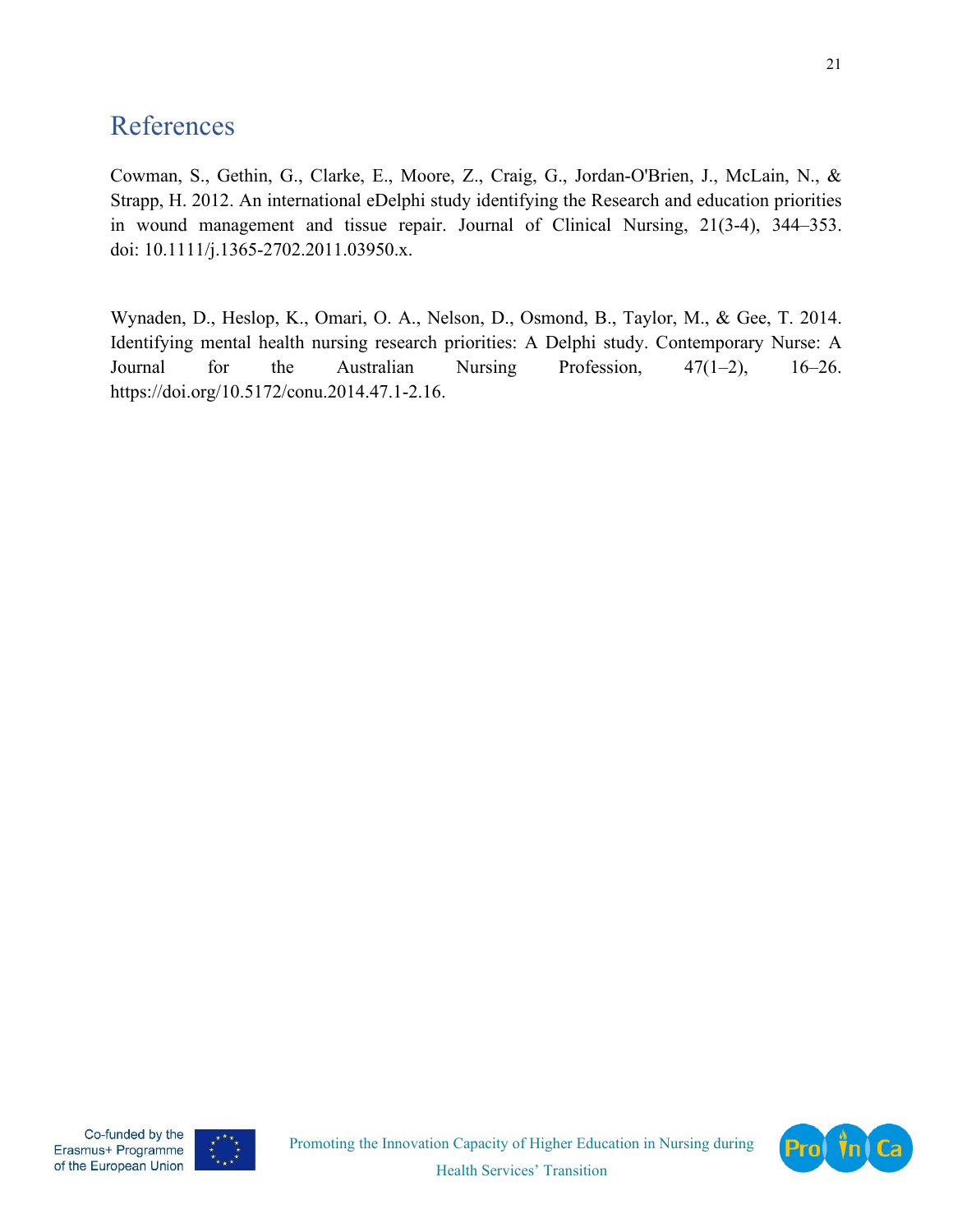# References

Cowman, S., Gethin, G., Clarke, E., Moore, Z., Craig, G., Jordan-O'Brien, J., McLain, N., & Strapp, H. 2012. An international eDelphi study identifying the Research and education priorities in wound management and tissue repair. Journal of Clinical Nursing, 21(3-4), 344–353. doi: 10.1111/j.1365-2702.2011.03950.x.

Wynaden, D., Heslop, K., Omari, O. A., Nelson, D., Osmond, B., Taylor, M., & Gee, T. 2014. Identifying mental health nursing research priorities: A Delphi study. Contemporary Nurse: A Journal for the Australian Nursing Profession, 47(1–2), 16–26. https://doi.org/10.5172/conu.2014.47.1-2.16.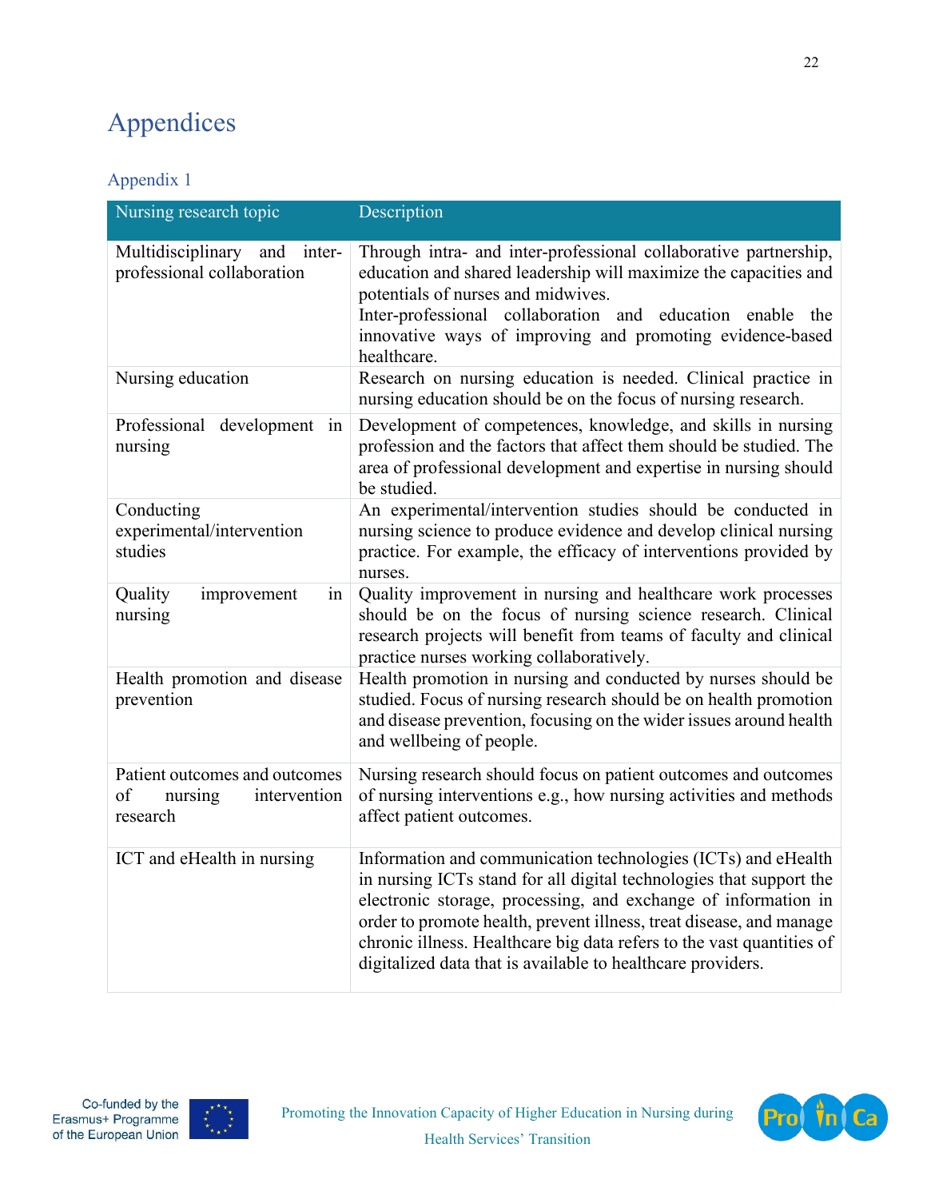# Appendices

## Appendix 1

| Nursing research topic | Description |
|---|---|
| Multidisciplinary and inter-professional collaboration | Through intra- and inter-professional collaborative partnership, education and shared leadership will maximize the capacities and potentials of nurses and midwives.<br>Inter-professional collaboration and education enable the innovative ways of improving and promoting evidence-based healthcare. |
| Nursing education | Research on nursing education is needed. Clinical practice in nursing education should be on the focus of nursing research. |
| Professional development in nursing | Development of competences, knowledge, and skills in nursing profession and the factors that affect them should be studied. The area of professional development and expertise in nursing should be studied. |
| Conducting experimental/intervention studies | An experimental/intervention studies should be conducted in nursing science to produce evidence and develop clinical nursing practice. For example, the efficacy of interventions provided by nurses. |
| Quality improvement in nursing | Quality improvement in nursing and healthcare work processes should be on the focus of nursing science research. Clinical research projects will benefit from teams of faculty and clinical practice nurses working collaboratively. |
| Health promotion and disease prevention | Health promotion in nursing and conducted by nurses should be studied. Focus of nursing research should be on health promotion and disease prevention, focusing on the wider issues around health and wellbeing of people. |
| Patient outcomes and outcomes of nursing intervention research | Nursing research should focus on patient outcomes and outcomes of nursing interventions e.g., how nursing activities and methods affect patient outcomes. |
| ICT and eHealth in nursing | Information and communication technologies (ICTs) and eHealth in nursing ICTs stand for all digital technologies that support the electronic storage, processing, and exchange of information in order to promote health, prevent illness, treat disease, and manage chronic illness. Healthcare big data refers to the vast quantities of digitalized data that is available to healthcare providers. |